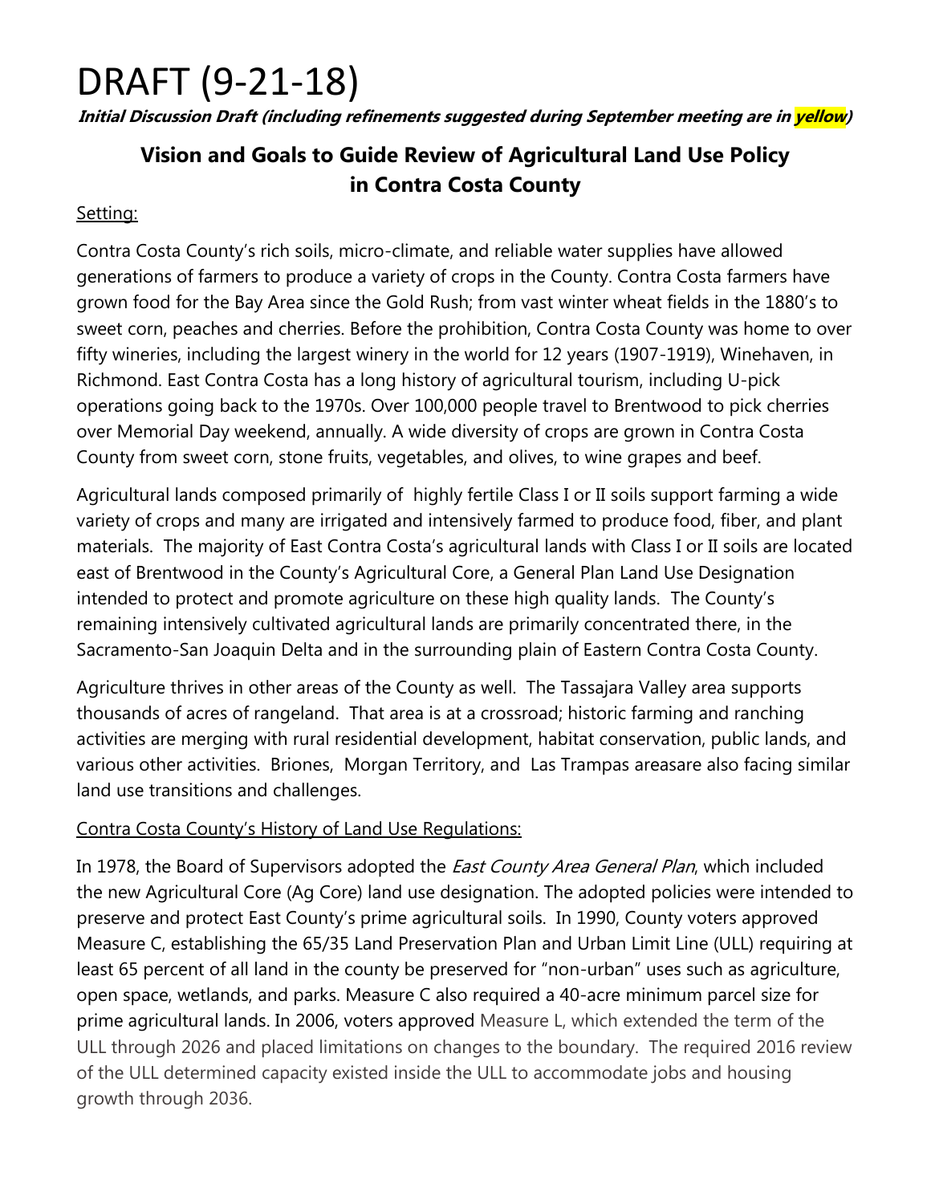# DRAFT (9-21-18)

***Initial Discussion Draft (including refinements suggested during September meeting are in yellow)***

## Vision and Goals to Guide Review of Agricultural Land Use Policy in Contra Costa County

Setting:

Contra Costa County's rich soils, micro-climate, and reliable water supplies have allowed generations of farmers to produce a variety of crops in the County. Contra Costa farmers have grown food for the Bay Area since the Gold Rush; from vast winter wheat fields in the 1880's to sweet corn, peaches and cherries. Before the prohibition, Contra Costa County was home to over fifty wineries, including the largest winery in the world for 12 years (1907-1919), Winehaven, in Richmond. East Contra Costa has a long history of agricultural tourism, including U-pick operations going back to the 1970s. Over 100,000 people travel to Brentwood to pick cherries over Memorial Day weekend, annually. A wide diversity of crops are grown in Contra Costa County from sweet corn, stone fruits, vegetables, and olives, to wine grapes and beef.

Agricultural lands composed primarily of highly fertile Class I or II soils support farming a wide variety of crops and many are irrigated and intensively farmed to produce food, fiber, and plant materials. The majority of East Contra Costa's agricultural lands with Class I or II soils are located east of Brentwood in the County's Agricultural Core, a General Plan Land Use Designation intended to protect and promote agriculture on these high quality lands. The County's remaining intensively cultivated agricultural lands are primarily concentrated there, in the Sacramento-San Joaquin Delta and in the surrounding plain of Eastern Contra Costa County.

Agriculture thrives in other areas of the County as well. The Tassajara Valley area supports thousands of acres of rangeland. That area is at a crossroad; historic farming and ranching activities are merging with rural residential development, habitat conservation, public lands, and various other activities. Briones, Morgan Territory, and Las Trampas areasare also facing similar land use transitions and challenges.

Contra Costa County's History of Land Use Regulations:

In 1978, the Board of Supervisors adopted the *East County Area General Plan*, which included the new Agricultural Core (Ag Core) land use designation. The adopted policies were intended to preserve and protect East County's prime agricultural soils. In 1990, County voters approved Measure C, establishing the 65/35 Land Preservation Plan and Urban Limit Line (ULL) requiring at least 65 percent of all land in the county be preserved for "non-urban" uses such as agriculture, open space, wetlands, and parks. Measure C also required a 40-acre minimum parcel size for prime agricultural lands. In 2006, voters approved Measure L, which extended the term of the ULL through 2026 and placed limitations on changes to the boundary. The required 2016 review of the ULL determined capacity existed inside the ULL to accommodate jobs and housing growth through 2036.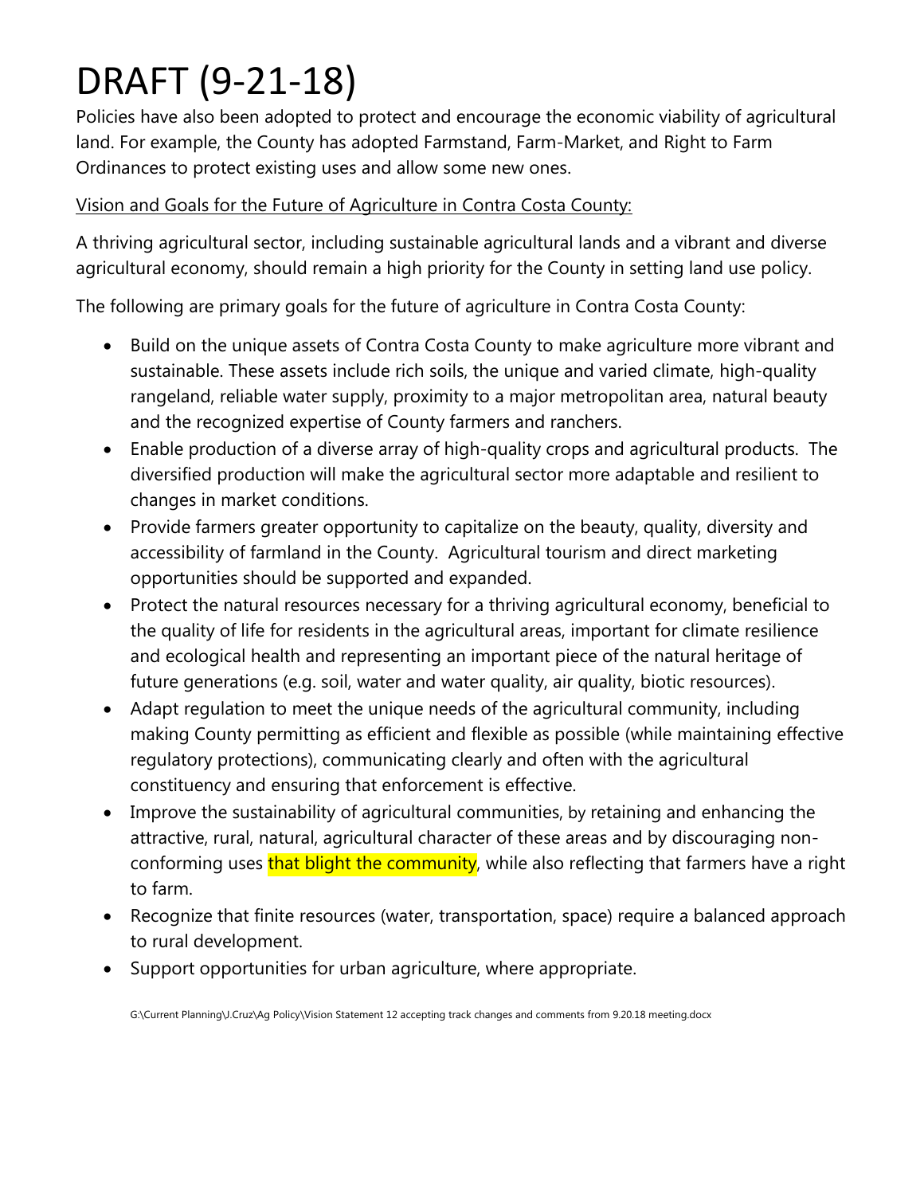# DRAFT (9-21-18)

Policies have also been adopted to protect and encourage the economic viability of agricultural land. For example, the County has adopted Farmstand, Farm-Market, and Right to Farm Ordinances to protect existing uses and allow some new ones.

<u>Vision and Goals for the Future of Agriculture in Contra Costa County:</u>

A thriving agricultural sector, including sustainable agricultural lands and a vibrant and diverse agricultural economy, should remain a high priority for the County in setting land use policy.

The following are primary goals for the future of agriculture in Contra Costa County:

- Build on the unique assets of Contra Costa County to make agriculture more vibrant and sustainable. These assets include rich soils, the unique and varied climate, high-quality rangeland, reliable water supply, proximity to a major metropolitan area, natural beauty and the recognized expertise of County farmers and ranchers.
- Enable production of a diverse array of high-quality crops and agricultural products. The diversified production will make the agricultural sector more adaptable and resilient to changes in market conditions.
- Provide farmers greater opportunity to capitalize on the beauty, quality, diversity and accessibility of farmland in the County. Agricultural tourism and direct marketing opportunities should be supported and expanded.
- Protect the natural resources necessary for a thriving agricultural economy, beneficial to the quality of life for residents in the agricultural areas, important for climate resilience and ecological health and representing an important piece of the natural heritage of future generations (e.g. soil, water and water quality, air quality, biotic resources).
- Adapt regulation to meet the unique needs of the agricultural community, including making County permitting as efficient and flexible as possible (while maintaining effective regulatory protections), communicating clearly and often with the agricultural constituency and ensuring that enforcement is effective.
- Improve the sustainability of agricultural communities, by retaining and enhancing the attractive, rural, natural, agricultural character of these areas and by discouraging non-conforming uses that blight the community, while also reflecting that farmers have a right to farm.
- Recognize that finite resources (water, transportation, space) require a balanced approach to rural development.
- Support opportunities for urban agriculture, where appropriate.

G:\Current Planning\J.Cruz\Ag Policy\Vision Statement 12 accepting track changes and comments from 9.20.18 meeting.docx